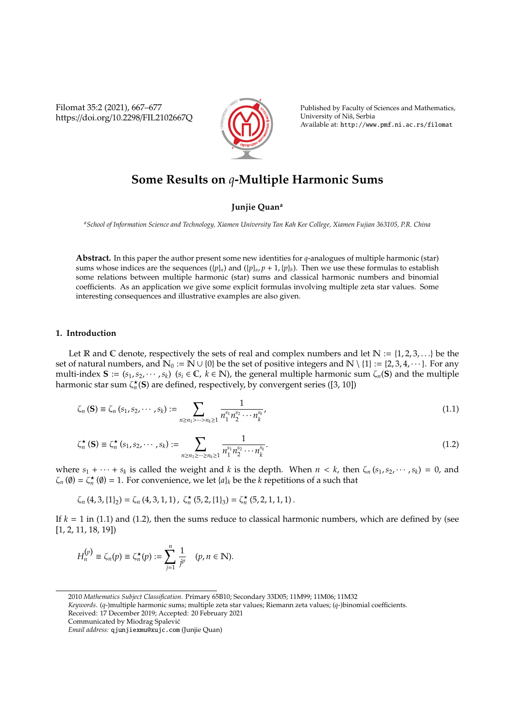# Some Results on $q$-Multiple Harmonic Sums

**Junjie Quan**[a]

[a]*School of Information Science and Technology, Xiamen University Tan Kah Kee College, Xiamen Fujian 363105, P.R. China*

**Abstract.** In this paper the author present some new identities for $q$-analogues of multiple harmonic (star) sums whose indices are the sequences $(\{p\}_a)$ and $(\{p\}_a, p+1, \{p\}_b)$. Then we use these formulas to establish some relations between multiple harmonic (star) sums and classical harmonic numbers and binomial coefficients. As an application we give some explicit formulas involving multiple zeta star values. Some interesting consequences and illustrative examples are also given.

## 1. Introduction

Let $\mathbb{R}$ and $\mathbb{C}$ denote, respectively the sets of real and complex numbers and let $\mathbb{N} := \{1, 2, 3, \ldots\}$ be the set of natural numbers, and $\mathbb{N}_0 := \mathbb{N} \cup \{0\}$ be the set of positive integers and $\mathbb{N} \setminus \{1\} := \{2, 3, 4, \cdots\}$. For any multi-index $\mathbf{S} := (s_1, s_2, \cdots, s_k)$ $(s_i \in \mathbb{C},\ k \in \mathbb{N})$, the general multiple harmonic sum $\zeta_n(\mathbf{S})$ and the multiple harmonic star sum $\zeta_n^\star(\mathbf{S})$ are defined, respectively, by convergent series ([3, 10])

$$\zeta_n(\mathbf{S}) \equiv \zeta_n(s_1, s_2, \cdots, s_k) := \sum_{n \geq n_1 > \cdots > n_k \geq 1} \frac{1}{n_1^{s_1} n_2^{s_2} \cdots n_k^{s_k}}, \tag{1.1}$$

$$\zeta_n^\star(\mathbf{S}) \equiv \zeta_n^\star(s_1, s_2, \cdots, s_k) := \sum_{n \geq n_1 \geq \cdots \geq n_k \geq 1} \frac{1}{n_1^{s_1} n_2^{s_2} \cdots n_k^{s_k}}. \tag{1.2}$$

where $s_1 + \cdots + s_k$ is called the weight and $k$ is the depth. When $n < k$, then $\zeta_n(s_1, s_2, \cdots, s_k) = 0$, and $\zeta_n(\emptyset) = \zeta_n^\star(\emptyset) = 1$. For convenience, we let $\{a\}_k$ be the $k$ repetitions of $a$ such that

$$\zeta_n(4, 3, \{1\}_2) = \zeta_n(4, 3, 1, 1),\ \zeta_n^\star(5, 2, \{1\}_3) = \zeta_n^\star(5, 2, 1, 1, 1).$$

If $k = 1$ in (1.1) and (1.2), then the sums reduce to classical harmonic numbers, which are defined by (see [1, 2, 11, 18, 19])

$$H_n^{(p)} \equiv \zeta_n(p) \equiv \zeta_n^\star(p) := \sum_{j=1}^{n} \frac{1}{j^p} \quad (p, n \in \mathbb{N}).$$

---

2010 *Mathematics Subject Classification*. Primary 65B10; Secondary 33D05; 11M99; 11M06; 11M32

*Keywords*. ($q$-)multiple harmonic sums; multiple zeta star values; Riemann zeta values; ($q$-)binomial coefficients.

Received: 17 December 2019; Accepted: 20 February 2021

Communicated by Miodrag Spalević

*Email address:* qjunjiexmu@xujc.com (Junjie Quan)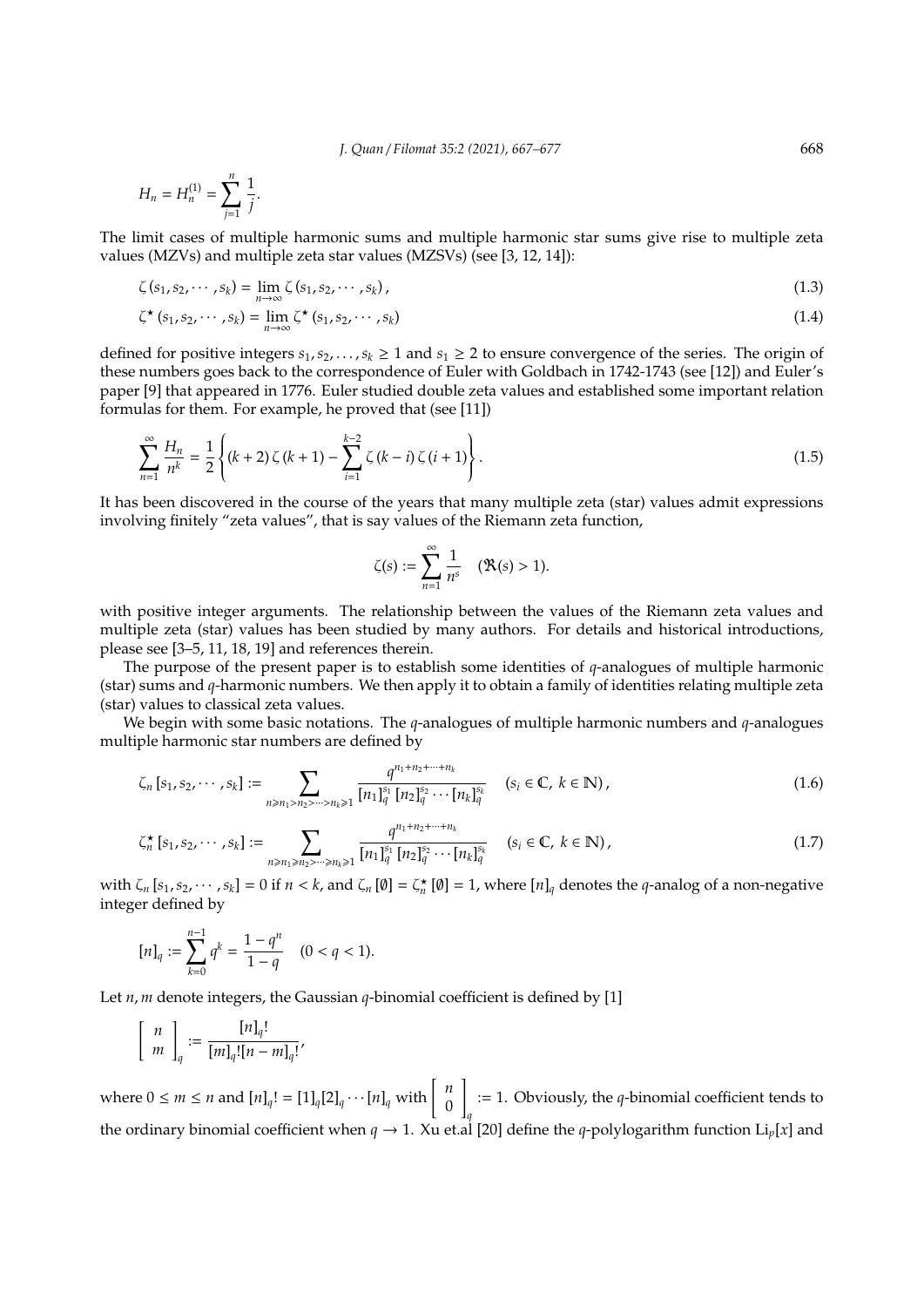$$H_n = H_n^{(1)} = \sum_{j=1}^{n} \frac{1}{j}.$$

The limit cases of multiple harmonic sums and multiple harmonic star sums give rise to multiple zeta values (MZVs) and multiple zeta star values (MZSVs) (see [3, 12, 14]):

$$\zeta(s_1, s_2, \cdots, s_k) = \lim_{n\to\infty} \zeta(s_1, s_2, \cdots, s_k), \tag{1.3}$$

$$\zeta^\star(s_1, s_2, \cdots, s_k) = \lim_{n\to\infty} \zeta^\star(s_1, s_2, \cdots, s_k) \tag{1.4}$$

defined for positive integers $s_1, s_2, \ldots, s_k \geq 1$ and $s_1 \geq 2$ to ensure convergence of the series. The origin of these numbers goes back to the correspondence of Euler with Goldbach in 1742-1743 (see [12]) and Euler's paper [9] that appeared in 1776. Euler studied double zeta values and established some important relation formulas for them. For example, he proved that (see [11])

$$\sum_{n=1}^{\infty} \frac{H_n}{n^k} = \frac{1}{2}\left\{(k+2)\zeta(k+1) - \sum_{i=1}^{k-2} \zeta(k-i)\zeta(i+1)\right\}. \tag{1.5}$$

It has been discovered in the course of the years that many multiple zeta (star) values admit expressions involving finitely "zeta values", that is say values of the Riemann zeta function,

$$\zeta(s) := \sum_{n=1}^{\infty} \frac{1}{n^s} \quad (\Re(s) > 1).$$

with positive integer arguments. The relationship between the values of the Riemann zeta values and multiple zeta (star) values has been studied by many authors. For details and historical introductions, please see [3–5, 11, 18, 19] and references therein.

The purpose of the present paper is to establish some identities of $q$-analogues of multiple harmonic (star) sums and $q$-harmonic numbers. We then apply it to obtain a family of identities relating multiple zeta (star) values to classical zeta values.

We begin with some basic notations. The $q$-analogues of multiple harmonic numbers and $q$-analogues multiple harmonic star numbers are defined by

$$\zeta_n[s_1, s_2, \cdots, s_k] := \sum_{n \geqslant n_1 > n_2 > \cdots > n_k \geqslant 1} \frac{q^{n_1+n_2+\cdots+n_k}}{[n_1]_q^{s_1}[n_2]_q^{s_2}\cdots[n_k]_q^{s_k}} \quad (s_i \in \mathbb{C},\ k \in \mathbb{N}), \tag{1.6}$$

$$\zeta_n^\star[s_1, s_2, \cdots, s_k] := \sum_{n \geqslant n_1 \geqslant n_2 \geqslant \cdots \geqslant n_k \geqslant 1} \frac{q^{n_1+n_2+\cdots+n_k}}{[n_1]_q^{s_1}[n_2]_q^{s_2}\cdots[n_k]_q^{s_k}} \quad (s_i \in \mathbb{C},\ k \in \mathbb{N}), \tag{1.7}$$

with $\zeta_n[s_1, s_2, \cdots, s_k] = 0$ if $n < k$, and $\zeta_n[\emptyset] = \zeta_n^\star[\emptyset] = 1$, where $[n]_q$ denotes the $q$-analog of a non-negative integer defined by

$$[n]_q := \sum_{k=0}^{n-1} q^k = \frac{1-q^n}{1-q} \quad (0 < q < 1).$$

Let $n, m$ denote integers, the Gaussian $q$-binomial coefficient is defined by [1]

$$\begin{bmatrix} n \\ m \end{bmatrix}_q := \frac{[n]_q!}{[m]_q![n-m]_q!},$$

where $0 \leq m \leq n$ and $[n]_q! = [1]_q[2]_q\cdots[n]_q$ with $\begin{bmatrix} n \\ 0 \end{bmatrix}_q := 1$. Obviously, the $q$-binomial coefficient tends to the ordinary binomial coefficient when $q \to 1$. Xu et.al [20] define the $q$-polylogarithm function $\mathrm{Li}_p[x]$ and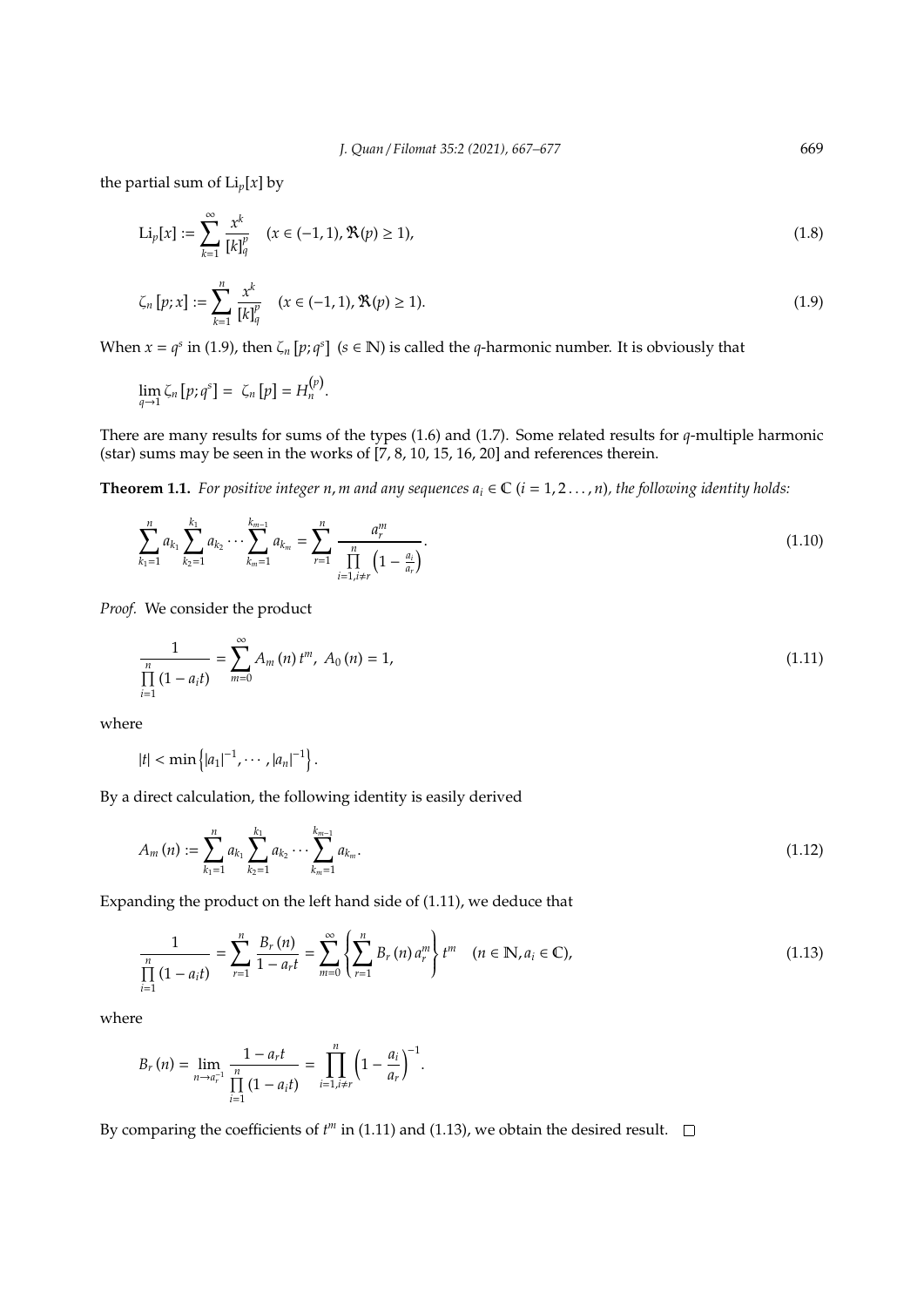the partial sum of $\mathrm{Li}_p[x]$ by

$$\mathrm{Li}_p[x] := \sum_{k=1}^{\infty} \frac{x^k}{[k]_q^p} \quad (x \in (-1,1), \Re(p) \geq 1), \tag{1.8}$$

$$\zeta_n[p;x] := \sum_{k=1}^{n} \frac{x^k}{[k]_q^p} \quad (x \in (-1,1), \Re(p) \geq 1). \tag{1.9}$$

When $x = q^s$ in (1.9), then $\zeta_n[p;q^s]$ $(s \in \mathbb{N})$ is called the $q$-harmonic number. It is obviously that

$$\lim_{q \to 1} \zeta_n[p;q^s] = \zeta_n[p] = H_n^{(p)}.$$

There are many results for sums of the types (1.6) and (1.7). Some related results for $q$-multiple harmonic (star) sums may be seen in the works of [7, 8, 10, 15, 16, 20] and references therein.

**Theorem 1.1.** *For positive integer $n$, $m$ and any sequences $a_i \in \mathbb{C}$ $(i = 1, 2 \ldots, n)$, the following identity holds:*

$$\sum_{k_1=1}^{n} a_{k_1} \sum_{k_2=1}^{k_1} a_{k_2} \cdots \sum_{k_m=1}^{k_{m-1}} a_{k_m} = \sum_{r=1}^{n} \frac{a_r^m}{\prod\limits_{i=1, i \neq r}^{n} \left(1 - \frac{a_i}{a_r}\right)}. \tag{1.10}$$

*Proof.* We consider the product

$$\frac{1}{\prod\limits_{i=1}^{n} (1 - a_i t)} = \sum_{m=0}^{\infty} A_m(n) t^m, \; A_0(n) = 1, \tag{1.11}$$

where

$$|t| < \min\left\{|a_1|^{-1}, \cdots, |a_n|^{-1}\right\}.$$

By a direct calculation, the following identity is easily derived

$$A_m(n) := \sum_{k_1=1}^{n} a_{k_1} \sum_{k_2=1}^{k_1} a_{k_2} \cdots \sum_{k_m=1}^{k_{m-1}} a_{k_m}. \tag{1.12}$$

Expanding the product on the left hand side of (1.11), we deduce that

$$\frac{1}{\prod\limits_{i=1}^{n} (1 - a_i t)} = \sum_{r=1}^{n} \frac{B_r(n)}{1 - a_r t} = \sum_{m=0}^{\infty} \left\{ \sum_{r=1}^{n} B_r(n) a_r^m \right\} t^m \quad (n \in \mathbb{N}, a_i \in \mathbb{C}), \tag{1.13}$$

where

$$B_r(n) = \lim_{n \to a_r^{-1}} \frac{1 - a_r t}{\prod\limits_{i=1}^{n} (1 - a_i t)} = \prod_{i=1, i \neq r}^{n} \left(1 - \frac{a_i}{a_r}\right)^{-1}.$$

By comparing the coefficients of $t^m$ in (1.11) and (1.13), we obtain the desired result. $\square$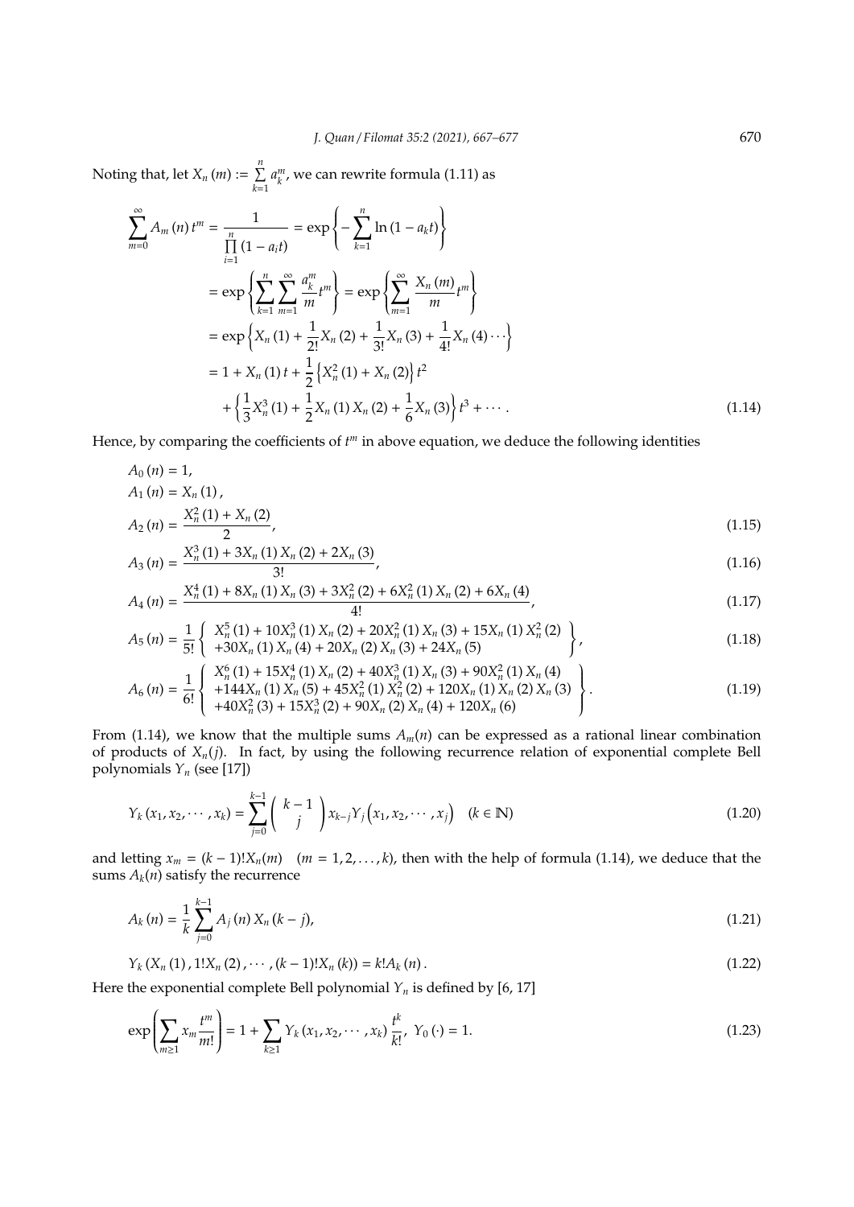Noting that, let $X_n(m) := \sum\limits_{k=1}^{n} a_k^m$, we can rewrite formula (1.11) as

$$
\begin{aligned}
\sum_{m=0}^{\infty} A_m(n)\, t^m &= \frac{1}{\prod\limits_{i=1}^{n}(1-a_i t)} = \exp\left\{-\sum_{k=1}^{n} \ln(1-a_k t)\right\} \\
&= \exp\left\{\sum_{k=1}^{n}\sum_{m=1}^{\infty} \frac{a_k^m}{m} t^m\right\} = \exp\left\{\sum_{m=1}^{\infty} \frac{X_n(m)}{m} t^m\right\} \\
&= \exp\left\{X_n(1) + \frac{1}{2!}X_n(2) + \frac{1}{3!}X_n(3) + \frac{1}{4!}X_n(4)\cdots\right\} \\
&= 1 + X_n(1)\, t + \frac{1}{2}\left\{X_n^2(1) + X_n(2)\right\} t^2 \\
&\quad + \left\{\frac{1}{3}X_n^3(1) + \frac{1}{2}X_n(1)X_n(2) + \frac{1}{6}X_n(3)\right\} t^3 + \cdots . \qquad (1.14)
\end{aligned}
$$

Hence, by comparing the coefficients of $t^m$ in above equation, we deduce the following identities

$$A_0(n) = 1,$$

$$A_1(n) = X_n(1),$$

$$A_2(n) = \frac{X_n^2(1) + X_n(2)}{2}, \qquad (1.15)$$

$$A_3(n) = \frac{X_n^3(1) + 3X_n(1)X_n(2) + 2X_n(3)}{3!}, \qquad (1.16)$$

$$A_4(n) = \frac{X_n^4(1) + 8X_n(1)X_n(3) + 3X_n^2(2) + 6X_n^2(1)X_n(2) + 6X_n(4)}{4!}, \qquad (1.17)$$

$$A_5(n) = \frac{1}{5!}\left\{\begin{array}{l} X_n^5(1) + 10X_n^3(1)X_n(2) + 20X_n^2(1)X_n(3) + 15X_n(1)X_n^2(2) \\ +30X_n(1)X_n(4) + 20X_n(2)X_n(3) + 24X_n(5) \end{array}\right\}, \qquad (1.18)$$

$$A_6(n) = \frac{1}{6!}\left\{\begin{array}{l} X_n^6(1) + 15X_n^4(1)X_n(2) + 40X_n^3(1)X_n(3) + 90X_n^2(1)X_n(4) \\ +144X_n(1)X_n(5) + 45X_n^2(1)X_n^2(2) + 120X_n(1)X_n(2)X_n(3) \\ +40X_n^2(3) + 15X_n^3(2) + 90X_n(2)X_n(4) + 120X_n(6) \end{array}\right\}. \qquad (1.19)$$

From (1.14), we know that the multiple sums $A_m(n)$ can be expressed as a rational linear combination of products of $X_n(j)$. In fact, by using the following recurrence relation of exponential complete Bell polynomials $Y_n$ (see [17])

$$Y_k(x_1, x_2, \cdots, x_k) = \sum_{j=0}^{k-1} \binom{k-1}{j} x_{k-j} Y_j\left(x_1, x_2, \cdots, x_j\right) \quad (k \in \mathbb{N}) \qquad (1.20)$$

and letting $x_m = (k-1)!X_n(m) \quad (m = 1, 2, \ldots, k)$, then with the help of formula (1.14), we deduce that the sums $A_k(n)$ satisfy the recurrence

$$A_k(n) = \frac{1}{k}\sum_{j=0}^{k-1} A_j(n)\, X_n(k-j), \qquad (1.21)$$

$$Y_k\left(X_n(1), 1!X_n(2), \cdots, (k-1)!X_n(k)\right) = k!A_k(n). \qquad (1.22)$$

Here the exponential complete Bell polynomial $Y_n$ is defined by [6, 17]

$$\exp\left(\sum_{m\geq 1} x_m \frac{t^m}{m!}\right) = 1 + \sum_{k\geq 1} Y_k(x_1, x_2, \cdots, x_k)\frac{t^k}{k!},\ Y_0(\cdot) = 1. \qquad (1.23)$$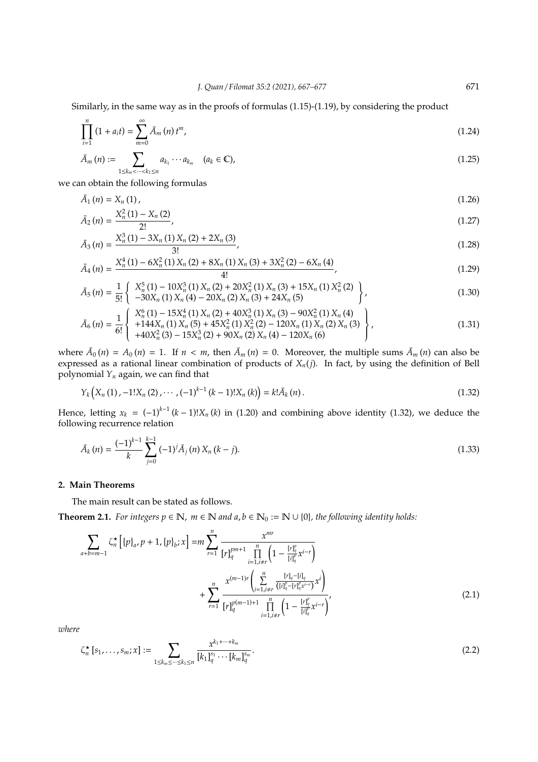Similarly, in the same way as in the proofs of formulas (1.15)-(1.19), by considering the product

$$\prod_{i=1}^{n}(1+a_it)=\sum_{m=0}^{\infty}\bar{A}_m(n)t^m, \tag{1.24}$$

$$\bar{A}_m(n):=\sum_{1\le k_m<\cdots<k_1\le n}a_{k_1}\cdots a_{k_m}\quad (a_k\in\mathbb{C}), \tag{1.25}$$

we can obtain the following formulas

$$\bar{A}_1(n)=X_n(1), \tag{1.26}$$

$$\bar{A}_2(n)=\frac{X_n^2(1)-X_n(2)}{2!}, \tag{1.27}$$

$$\bar{A}_3(n)=\frac{X_n^3(1)-3X_n(1)X_n(2)+2X_n(3)}{3!}, \tag{1.28}$$

$$\bar{A}_4(n)=\frac{X_n^4(1)-6X_n^2(1)X_n(2)+8X_n(1)X_n(3)+3X_n^2(2)-6X_n(4)}{4!}, \tag{1.29}$$

$$\bar{A}_5(n)=\frac{1}{5!}\left\{\begin{array}{l}X_n^5(1)-10X_n^3(1)X_n(2)+20X_n^2(1)X_n(3)+15X_n(1)X_n^2(2)\\ -30X_n(1)X_n(4)-20X_n(2)X_n(3)+24X_n(5)\end{array}\right\}, \tag{1.30}$$

$$\bar{A}_6(n)=\frac{1}{6!}\left\{\begin{array}{l}X_n^6(1)-15X_n^4(1)X_n(2)+40X_n^3(1)X_n(3)-90X_n^2(1)X_n(4)\\ +144X_n(1)X_n(5)+45X_n^2(1)X_n^2(2)-120X_n(1)X_n(2)X_n(3)\\ +40X_n^2(3)-15X_n^3(2)+90X_n(2)X_n(4)-120X_n(6)\end{array}\right\}, \tag{1.31}$$

where $\bar{A}_0(n)=A_0(n)=1$. If $n<m$, then $\bar{A}_m(n)=0$. Moreover, the multiple sums $\bar{A}_m(n)$ can also be expressed as a rational linear combination of products of $X_n(j)$. In fact, by using the definition of Bell polynomial $Y_n$ again, we can find that

$$Y_k\left(X_n(1),-1!X_n(2),\cdots,(-1)^{k-1}(k-1)!X_n(k)\right)=k!\bar{A}_k(n). \tag{1.32}$$

Hence, letting $x_k=(-1)^{k-1}(k-1)!X_n(k)$ in (1.20) and combining above identity (1.32), we deduce the following recurrence relation

$$\bar{A}_k(n)=\frac{(-1)^{k-1}}{k}\sum_{j=0}^{k-1}(-1)^j\bar{A}_j(n)X_n(k-j). \tag{1.33}$$

## 2. Main Theorems

The main result can be stated as follows.

**Theorem 2.1.** *For integers $p\in\mathbb{N}$, $m\in\mathbb{N}$ and $a,b\in\mathbb{N}_0:=\mathbb{N}\cup\{0\}$, the following identity holds:*

$$\begin{aligned}\sum_{a+b=m-1}\zeta_n^\star\left[\{p\}_a,p+1,\{p\}_b;x\right]=&\,m\sum_{r=1}^{n}\frac{x^{mr}}{[r]_q^{pm+1}\prod\limits_{i=1,i\ne r}^{n}\left(1-\frac{[r]_q^p}{[i]_q^p}x^{i-r}\right)}\\&+\sum_{r=1}^{n}\frac{x^{(m-1)r}\left(\sum\limits_{i=1,i\ne r}^{n}\frac{[r]_q-[i]_q}{\left([i]_q^p-[r]_q^px^{i-r}\right)}x^i\right)}{[r]_q^{p(m-1)+1}\prod\limits_{i=1,i\ne r}^{n}\left(1-\frac{[r]_q^p}{[i]_q^p}x^{i-r}\right)},\end{aligned} \tag{2.1}$$

*where*

$$\zeta_n^\star[s_1,\ldots,s_m;x]:=\sum_{1\le k_m\le\cdots\le k_1\le n}\frac{x^{k_1+\cdots+k_m}}{[k_1]_q^{s_1}\cdots[k_m]_q^{s_m}}. \tag{2.2}$$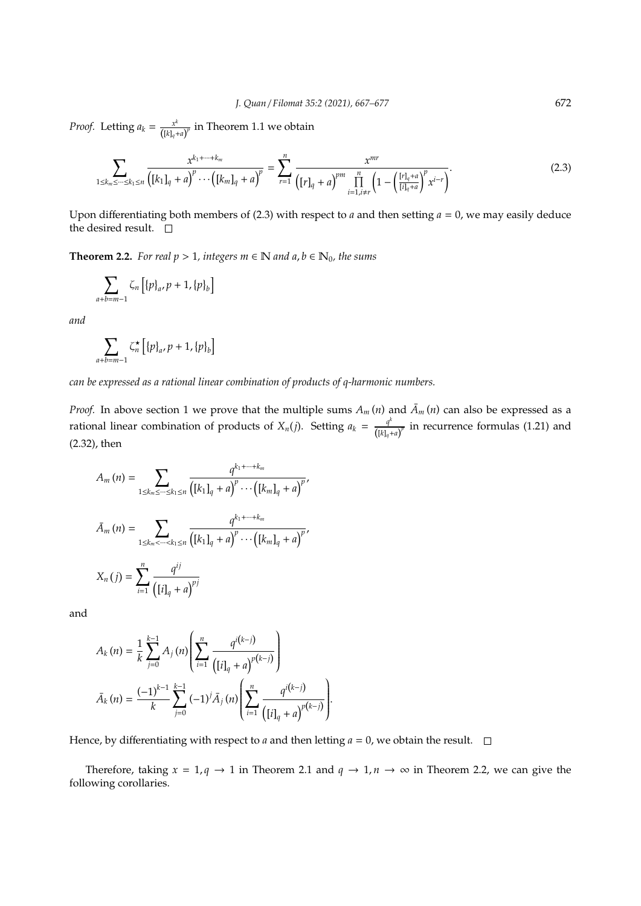*Proof.* Letting $a_k = \frac{x^k}{\left([k]_q+a\right)^p}$ in Theorem 1.1 we obtain

$$\sum_{1\le k_m\le\cdots\le k_1\le n} \frac{x^{k_1+\cdots+k_m}}{\left([k_1]_q+a\right)^p\cdots\left([k_m]_q+a\right)^p} = \sum_{r=1}^{n} \frac{x^{mr}}{\left([r]_q+a\right)^{pm}\prod\limits_{i=1,i\neq r}^{n}\left(1-\left(\frac{[r]_q+a}{[i]_q+a}\right)^p x^{i-r}\right)}. \tag{2.3}$$

Upon differentiating both members of (2.3) with respect to $a$ and then setting $a = 0$, we may easily deduce the desired result. $\square$

**Theorem 2.2.** *For real $p > 1$, integers $m \in \mathbb{N}$ and $a, b \in \mathbb{N}_0$, the sums*

$$\sum_{a+b=m-1} \zeta_n\left[\{p\}_a, p+1, \{p\}_b\right]$$

*and*

$$\sum_{a+b=m-1} \zeta_n^\star\left[\{p\}_a, p+1, \{p\}_b\right]$$

*can be expressed as a rational linear combination of products of q-harmonic numbers.*

*Proof.* In above section 1 we prove that the multiple sums $A_m(n)$ and $\bar{A}_m(n)$ can also be expressed as a rational linear combination of products of $X_n(j)$. Setting $a_k = \frac{q^k}{\left([k]_q+a\right)^p}$ in recurrence formulas (1.21) and (2.32), then

$$A_m(n) = \sum_{1\le k_m\le\cdots\le k_1\le n} \frac{q^{k_1+\cdots+k_m}}{\left([k_1]_q+a\right)^p\cdots\left([k_m]_q+a\right)^p},$$

$$\bar{A}_m(n) = \sum_{1\le k_m<\cdots<k_1\le n} \frac{q^{k_1+\cdots+k_m}}{\left([k_1]_q+a\right)^p\cdots\left([k_m]_q+a\right)^p},$$

$$X_n(j) = \sum_{i=1}^{n} \frac{q^{ij}}{\left([i]_q+a\right)^{pj}}$$

and

$$A_k(n) = \frac{1}{k}\sum_{j=0}^{k-1} A_j(n)\left(\sum_{i=1}^{n} \frac{q^{i(k-j)}}{\left([i]_q+a\right)^{p(k-j)}}\right)$$

$$\bar{A}_k(n) = \frac{(-1)^{k-1}}{k}\sum_{j=0}^{k-1} (-1)^j \bar{A}_j(n)\left(\sum_{i=1}^{n} \frac{q^{i(k-j)}}{\left([i]_q+a\right)^{p(k-j)}}\right).$$

Hence, by differentiating with respect to $a$ and then letting $a = 0$, we obtain the result. $\square$

Therefore, taking $x = 1, q \to 1$ in Theorem 2.1 and $q \to 1, n \to \infty$ in Theorem 2.2, we can give the following corollaries.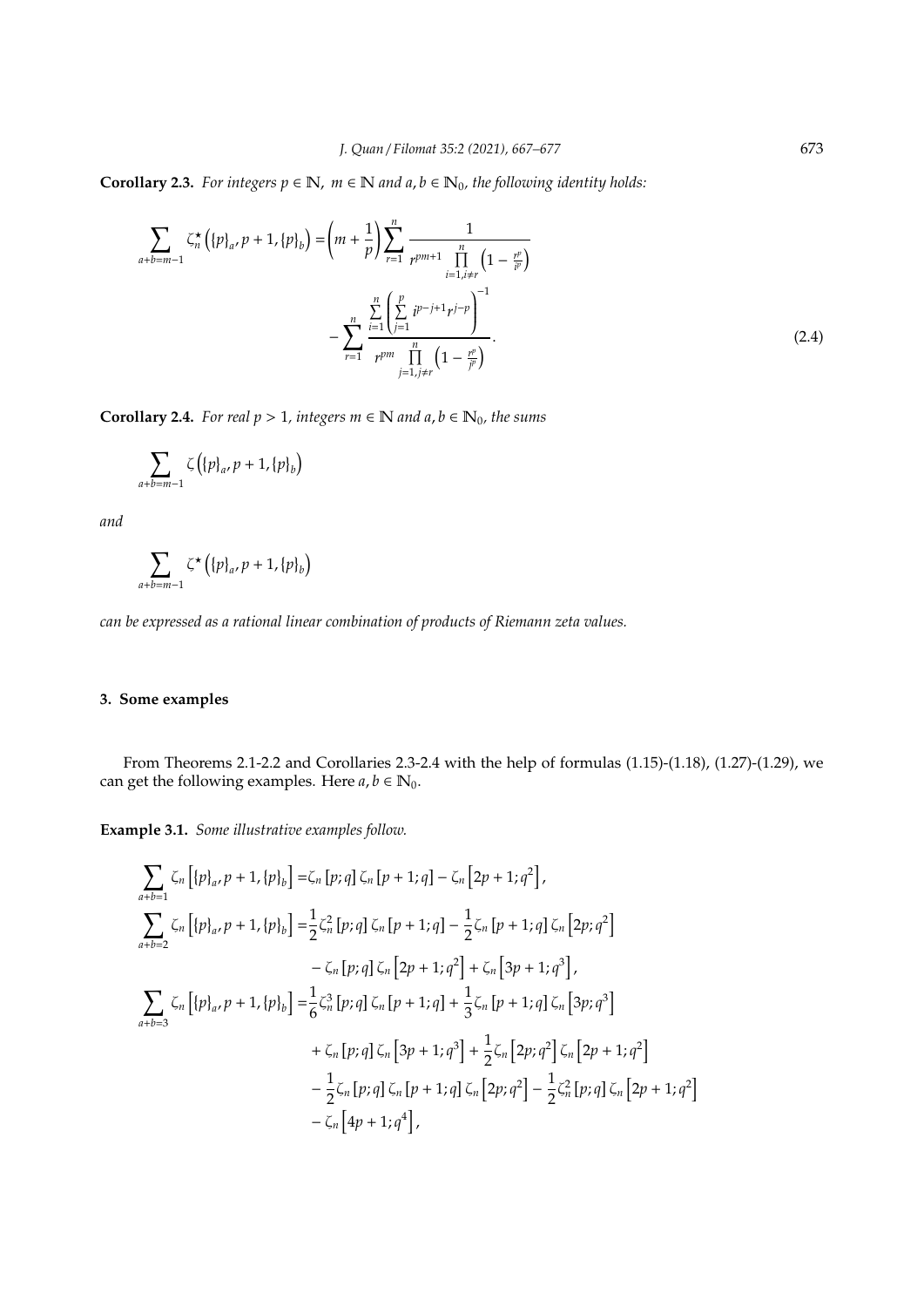**Corollary 2.3.** *For integers $p \in \mathbb{N}$, $m \in \mathbb{N}$ and $a, b \in \mathbb{N}_0$, the following identity holds:*

$$\sum_{a+b=m-1} \zeta_n^\star\left(\{p\}_a, p+1, \{p\}_b\right) = \left(m + \frac{1}{p}\right) \sum_{r=1}^{n} \frac{1}{r^{pm+1} \prod\limits_{i=1, i\neq r}^{n} \left(1 - \frac{r^p}{i^p}\right)} - \sum_{r=1}^{n} \frac{\sum\limits_{i=1}^{n} \left(\sum\limits_{j=1}^{p} i^{p-j+1} r^{j-p}\right)^{-1}}{r^{pm} \prod\limits_{j=1, j\neq r}^{n} \left(1 - \frac{r^p}{j^p}\right)}. \tag{2.4}$$

**Corollary 2.4.** *For real $p > 1$, integers $m \in \mathbb{N}$ and $a, b \in \mathbb{N}_0$, the sums*

$$\sum_{a+b=m-1} \zeta\left(\{p\}_a, p+1, \{p\}_b\right)$$

*and*

$$\sum_{a+b=m-1} \zeta^\star\left(\{p\}_a, p+1, \{p\}_b\right)$$

*can be expressed as a rational linear combination of products of Riemann zeta values.*

## 3. Some examples

From Theorems 2.1-2.2 and Corollaries 2.3-2.4 with the help of formulas (1.15)-(1.18), (1.27)-(1.29), we can get the following examples. Here $a, b \in \mathbb{N}_0$.

**Example 3.1.** *Some illustrative examples follow.*

$$\sum_{a+b=1} \zeta_n\left[\{p\}_a, p+1, \{p\}_b\right] = \zeta_n\left[p; q\right] \zeta_n\left[p+1; q\right] - \zeta_n\left[2p+1; q^2\right],$$

$$\sum_{a+b=2} \zeta_n\left[\{p\}_a, p+1, \{p\}_b\right] = \frac{1}{2}\zeta_n^2\left[p; q\right] \zeta_n\left[p+1; q\right] - \frac{1}{2}\zeta_n\left[p+1; q\right] \zeta_n\left[2p; q^2\right] - \zeta_n\left[p; q\right] \zeta_n\left[2p+1; q^2\right] + \zeta_n\left[3p+1; q^3\right],$$

$$\begin{aligned}
\sum_{a+b=3} \zeta_n\left[\{p\}_a, p+1, \{p\}_b\right] = &\frac{1}{6}\zeta_n^3\left[p; q\right] \zeta_n\left[p+1; q\right] + \frac{1}{3}\zeta_n\left[p+1; q\right] \zeta_n\left[3p; q^3\right] \\
&+ \zeta_n\left[p; q\right] \zeta_n\left[3p+1; q^3\right] + \frac{1}{2}\zeta_n\left[2p; q^2\right] \zeta_n\left[2p+1; q^2\right] \\
&- \frac{1}{2}\zeta_n\left[p; q\right] \zeta_n\left[p+1; q\right] \zeta_n\left[2p; q^2\right] - \frac{1}{2}\zeta_n^2\left[p; q\right] \zeta_n\left[2p+1; q^2\right] \\
&- \zeta_n\left[4p+1; q^4\right],
\end{aligned}$$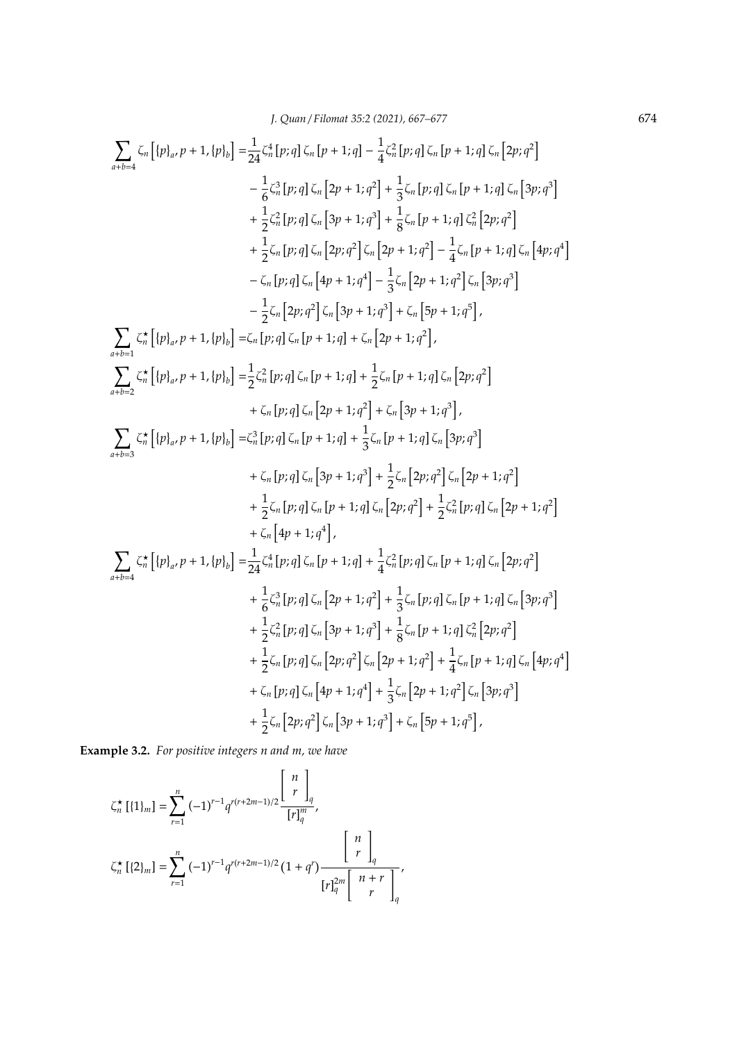$$
\begin{aligned}
\sum_{a+b=4} \zeta_n\left[\{p\}_a, p+1, \{p\}_b\right] =& \frac{1}{24}\zeta_n^4[p;q]\,\zeta_n[p+1;q] - \frac{1}{4}\zeta_n^2[p;q]\,\zeta_n[p+1;q]\,\zeta_n\left[2p;q^2\right] \\
&- \frac{1}{6}\zeta_n^3[p;q]\,\zeta_n\left[2p+1;q^2\right] + \frac{1}{3}\zeta_n[p;q]\,\zeta_n[p+1;q]\,\zeta_n\left[3p;q^3\right] \\
&+ \frac{1}{2}\zeta_n^2[p;q]\,\zeta_n\left[3p+1;q^3\right] + \frac{1}{8}\zeta_n[p+1;q]\,\zeta_n^2\left[2p;q^2\right] \\
&+ \frac{1}{2}\zeta_n[p;q]\,\zeta_n\left[2p;q^2\right]\zeta_n\left[2p+1;q^2\right] - \frac{1}{4}\zeta_n[p+1;q]\,\zeta_n\left[4p;q^4\right] \\
&- \zeta_n[p;q]\,\zeta_n\left[4p+1;q^4\right] - \frac{1}{3}\zeta_n\left[2p+1;q^2\right]\zeta_n\left[3p;q^3\right] \\
&- \frac{1}{2}\zeta_n\left[2p;q^2\right]\zeta_n\left[3p+1;q^3\right] + \zeta_n\left[5p+1;q^5\right],
\end{aligned}
$$

$$
\sum_{a+b=1} \zeta_n^\star\left[\{p\}_a, p+1, \{p\}_b\right] = \zeta_n[p;q]\,\zeta_n[p+1;q] + \zeta_n\left[2p+1;q^2\right],
$$

$$
\begin{aligned}
\sum_{a+b=2} \zeta_n^\star\left[\{p\}_a, p+1, \{p\}_b\right] =& \frac{1}{2}\zeta_n^2[p;q]\,\zeta_n[p+1;q] + \frac{1}{2}\zeta_n[p+1;q]\,\zeta_n\left[2p;q^2\right] \\
&+ \zeta_n[p;q]\,\zeta_n\left[2p+1;q^2\right] + \zeta_n\left[3p+1;q^3\right],
\end{aligned}
$$

$$
\begin{aligned}
\sum_{a+b=3} \zeta_n^\star\left[\{p\}_a, p+1, \{p\}_b\right] =& \zeta_n^3[p;q]\,\zeta_n[p+1;q] + \frac{1}{3}\zeta_n[p+1;q]\,\zeta_n\left[3p;q^3\right] \\
&+ \zeta_n[p;q]\,\zeta_n\left[3p+1;q^3\right] + \frac{1}{2}\zeta_n\left[2p;q^2\right]\zeta_n\left[2p+1;q^2\right] \\
&+ \frac{1}{2}\zeta_n[p;q]\,\zeta_n[p+1;q]\,\zeta_n\left[2p;q^2\right] + \frac{1}{2}\zeta_n^2[p;q]\,\zeta_n\left[2p+1;q^2\right] \\
&+ \zeta_n\left[4p+1;q^4\right],
\end{aligned}
$$

$$
\begin{aligned}
\sum_{a+b=4} \zeta_n^\star\left[\{p\}_a, p+1, \{p\}_b\right] =& \frac{1}{24}\zeta_n^4[p;q]\,\zeta_n[p+1;q] + \frac{1}{4}\zeta_n^2[p;q]\,\zeta_n[p+1;q]\,\zeta_n\left[2p;q^2\right] \\
&+ \frac{1}{6}\zeta_n^3[p;q]\,\zeta_n\left[2p+1;q^2\right] + \frac{1}{3}\zeta_n[p;q]\,\zeta_n[p+1;q]\,\zeta_n\left[3p;q^3\right] \\
&+ \frac{1}{2}\zeta_n^2[p;q]\,\zeta_n\left[3p+1;q^3\right] + \frac{1}{8}\zeta_n[p+1;q]\,\zeta_n^2\left[2p;q^2\right] \\
&+ \frac{1}{2}\zeta_n[p;q]\,\zeta_n\left[2p;q^2\right]\zeta_n\left[2p+1;q^2\right] + \frac{1}{4}\zeta_n[p+1;q]\,\zeta_n\left[4p;q^4\right] \\
&+ \zeta_n[p;q]\,\zeta_n\left[4p+1;q^4\right] + \frac{1}{3}\zeta_n\left[2p+1;q^2\right]\zeta_n\left[3p;q^3\right] \\
&+ \frac{1}{2}\zeta_n\left[2p;q^2\right]\zeta_n\left[3p+1;q^3\right] + \zeta_n\left[5p+1;q^5\right],
\end{aligned}
$$

**Example 3.2.** *For positive integers n and m, we have*

$$
\zeta_n^\star[\{1\}_m] = \sum_{r=1}^{n} (-1)^{r-1} q^{r(r+2m-1)/2} \frac{\begin{bmatrix} n \\ r \end{bmatrix}_q}{[r]_q^m},
$$

$$
\zeta_n^\star[\{2\}_m] = \sum_{r=1}^{n} (-1)^{r-1} q^{r(r+2m-1)/2} (1+q^r) \frac{\begin{bmatrix} n \\ r \end{bmatrix}_q}{[r]_q^{2m}\begin{bmatrix} n+r \\ r \end{bmatrix}_q},
$$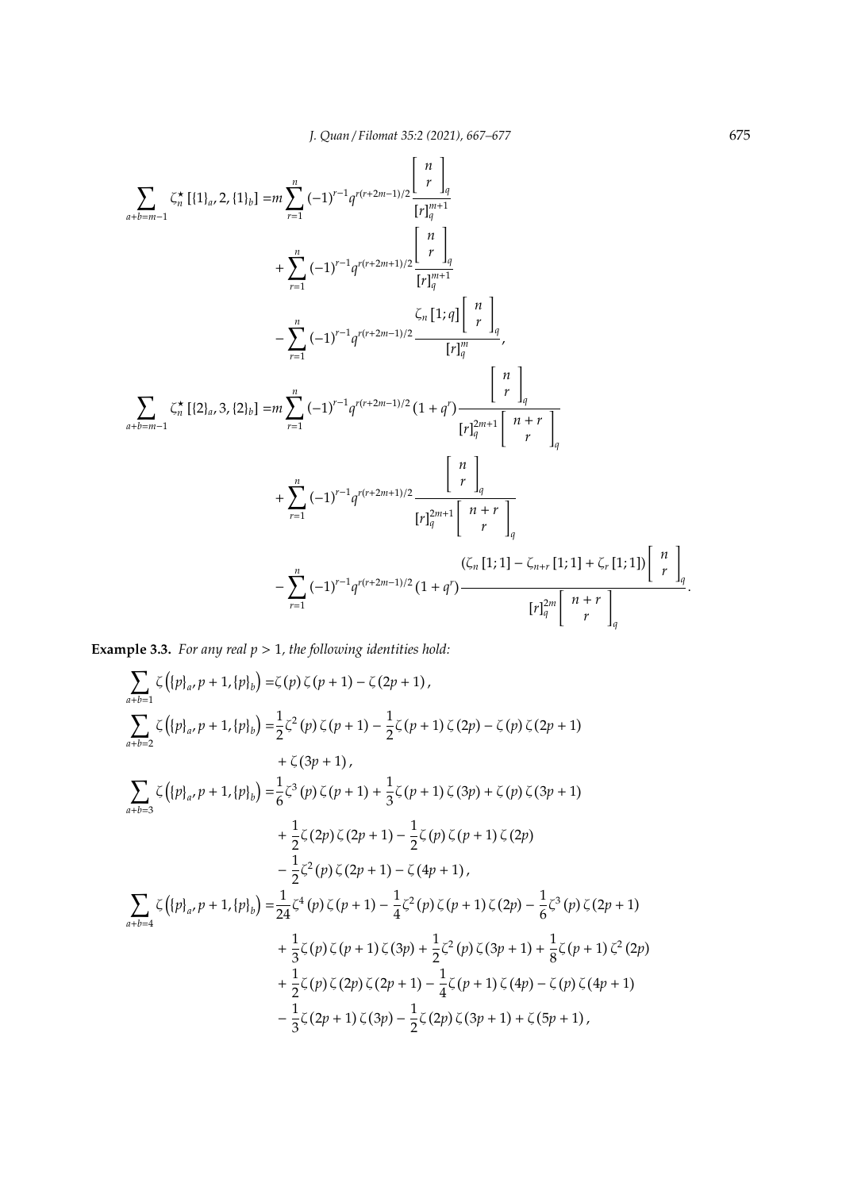$$\sum_{a+b=m-1} \zeta_n^\star\left[\{1\}_a, 2, \{1\}_b\right] = m\sum_{r=1}^{n}(-1)^{r-1}q^{r(r+2m-1)/2}\frac{\begin{bmatrix} n \\ r \end{bmatrix}_q}{[r]_q^{m+1}} + \sum_{r=1}^{n}(-1)^{r-1}q^{r(r+2m+1)/2}\frac{\begin{bmatrix} n \\ r \end{bmatrix}_q}{[r]_q^{m+1}} - \sum_{r=1}^{n}(-1)^{r-1}q^{r(r+2m-1)/2}\frac{\zeta_n[1;q]\begin{bmatrix} n \\ r \end{bmatrix}_q}{[r]_q^{m}},$$

$$\sum_{a+b=m-1} \zeta_n^\star\left[\{2\}_a, 3, \{2\}_b\right] = m\sum_{r=1}^{n}(-1)^{r-1}q^{r(r+2m-1)/2}(1+q^r)\frac{\begin{bmatrix} n \\ r \end{bmatrix}_q}{[r]_q^{2m+1}\begin{bmatrix} n+r \\ r \end{bmatrix}_q} + \sum_{r=1}^{n}(-1)^{r-1}q^{r(r+2m+1)/2}\frac{\begin{bmatrix} n \\ r \end{bmatrix}_q}{[r]_q^{2m+1}\begin{bmatrix} n+r \\ r \end{bmatrix}_q} - \sum_{r=1}^{n}(-1)^{r-1}q^{r(r+2m-1)/2}(1+q^r)\frac{\left(\zeta_n[1;1]-\zeta_{n+r}[1;1]+\zeta_r[1;1]\right)\begin{bmatrix} n \\ r \end{bmatrix}_q}{[r]_q^{2m}\begin{bmatrix} n+r \\ r \end{bmatrix}_q}.$$

**Example 3.3.** *For any real $p > 1$, the following identities hold:*

$$\sum_{a+b=1}\zeta\left(\{p\}_a, p+1, \{p\}_b\right) = \zeta(p)\zeta(p+1) - \zeta(2p+1),$$

$$\sum_{a+b=2}\zeta\left(\{p\}_a, p+1, \{p\}_b\right) = \frac{1}{2}\zeta^2(p)\zeta(p+1) - \frac{1}{2}\zeta(p+1)\zeta(2p) - \zeta(p)\zeta(2p+1) + \zeta(3p+1),$$

$$\sum_{a+b=3}\zeta\left(\{p\}_a, p+1, \{p\}_b\right) = \frac{1}{6}\zeta^3(p)\zeta(p+1) + \frac{1}{3}\zeta(p+1)\zeta(3p) + \zeta(p)\zeta(3p+1) + \frac{1}{2}\zeta(2p)\zeta(2p+1) - \frac{1}{2}\zeta(p)\zeta(p+1)\zeta(2p) - \frac{1}{2}\zeta^2(p)\zeta(2p+1) - \zeta(4p+1),$$

$$\sum_{a+b=4}\zeta\left(\{p\}_a, p+1, \{p\}_b\right) = \frac{1}{24}\zeta^4(p)\zeta(p+1) - \frac{1}{4}\zeta^2(p)\zeta(p+1)\zeta(2p) - \frac{1}{6}\zeta^3(p)\zeta(2p+1) + \frac{1}{3}\zeta(p)\zeta(p+1)\zeta(3p) + \frac{1}{2}\zeta^2(p)\zeta(3p+1) + \frac{1}{8}\zeta(p+1)\zeta^2(2p) + \frac{1}{2}\zeta(p)\zeta(2p)\zeta(2p+1) - \frac{1}{4}\zeta(p+1)\zeta(4p) - \zeta(p)\zeta(4p+1) - \frac{1}{3}\zeta(2p+1)\zeta(3p) - \frac{1}{2}\zeta(2p)\zeta(3p+1) + \zeta(5p+1),$$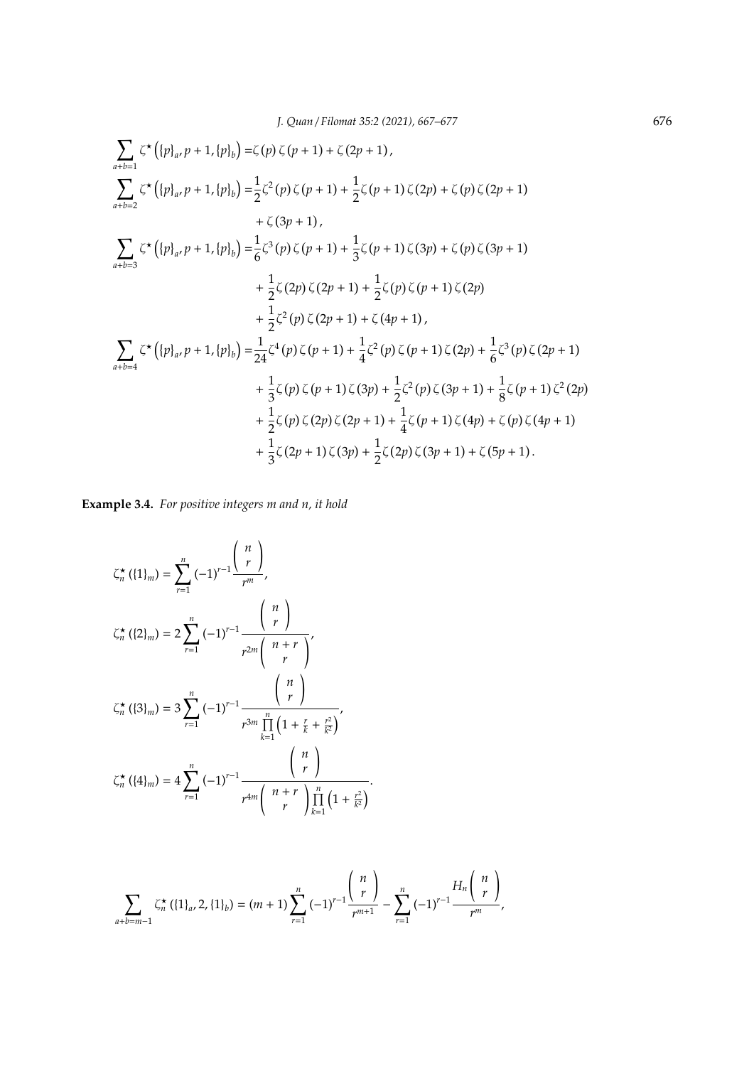$$
\begin{aligned}
\sum_{a+b=1} \zeta^{\star}\left(\{p\}_a, p+1, \{p\}_b\right) =& \zeta(p)\,\zeta(p+1) + \zeta(2p+1),\\
\sum_{a+b=2} \zeta^{\star}\left(\{p\}_a, p+1, \{p\}_b\right) =& \frac{1}{2}\zeta^2(p)\,\zeta(p+1) + \frac{1}{2}\zeta(p+1)\,\zeta(2p) + \zeta(p)\,\zeta(2p+1)\\
&+ \zeta(3p+1),\\
\sum_{a+b=3} \zeta^{\star}\left(\{p\}_a, p+1, \{p\}_b\right) =& \frac{1}{6}\zeta^3(p)\,\zeta(p+1) + \frac{1}{3}\zeta(p+1)\,\zeta(3p) + \zeta(p)\,\zeta(3p+1)\\
&+ \frac{1}{2}\zeta(2p)\,\zeta(2p+1) + \frac{1}{2}\zeta(p)\,\zeta(p+1)\,\zeta(2p)\\
&+ \frac{1}{2}\zeta^2(p)\,\zeta(2p+1) + \zeta(4p+1),\\
\sum_{a+b=4} \zeta^{\star}\left(\{p\}_a, p+1, \{p\}_b\right) =& \frac{1}{24}\zeta^4(p)\,\zeta(p+1) + \frac{1}{4}\zeta^2(p)\,\zeta(p+1)\,\zeta(2p) + \frac{1}{6}\zeta^3(p)\,\zeta(2p+1)\\
&+ \frac{1}{3}\zeta(p)\,\zeta(p+1)\,\zeta(3p) + \frac{1}{2}\zeta^2(p)\,\zeta(3p+1) + \frac{1}{8}\zeta(p+1)\,\zeta^2(2p)\\
&+ \frac{1}{2}\zeta(p)\,\zeta(2p)\,\zeta(2p+1) + \frac{1}{4}\zeta(p+1)\,\zeta(4p) + \zeta(p)\,\zeta(4p+1)\\
&+ \frac{1}{3}\zeta(2p+1)\,\zeta(3p) + \frac{1}{2}\zeta(2p)\,\zeta(3p+1) + \zeta(5p+1).
\end{aligned}
$$

**Example 3.4.** *For positive integers $m$ and $n$, it hold*

$$
\begin{aligned}
\zeta_n^{\star}\left(\{1\}_m\right) &= \sum_{r=1}^{n} (-1)^{r-1} \frac{\binom{n}{r}}{r^m},\\
\zeta_n^{\star}\left(\{2\}_m\right) &= 2\sum_{r=1}^{n} (-1)^{r-1} \frac{\binom{n}{r}}{r^{2m}\binom{n+r}{r}},\\
\zeta_n^{\star}\left(\{3\}_m\right) &= 3\sum_{r=1}^{n} (-1)^{r-1} \frac{\binom{n}{r}}{r^{3m}\prod\limits_{k=1}^{n}\left(1+\frac{r}{k}+\frac{r^2}{k^2}\right)},\\
\zeta_n^{\star}\left(\{4\}_m\right) &= 4\sum_{r=1}^{n} (-1)^{r-1} \frac{\binom{n}{r}}{r^{4m}\binom{n+r}{r}\prod\limits_{k=1}^{n}\left(1+\frac{r^2}{k^2}\right)}.
\end{aligned}
$$

$$
\sum_{a+b=m-1} \zeta_n^{\star}\left(\{1\}_a, 2, \{1\}_b\right) = (m+1)\sum_{r=1}^{n} (-1)^{r-1} \frac{\binom{n}{r}}{r^{m+1}} - \sum_{r=1}^{n} (-1)^{r-1} \frac{H_n\binom{n}{r}}{r^m},
$$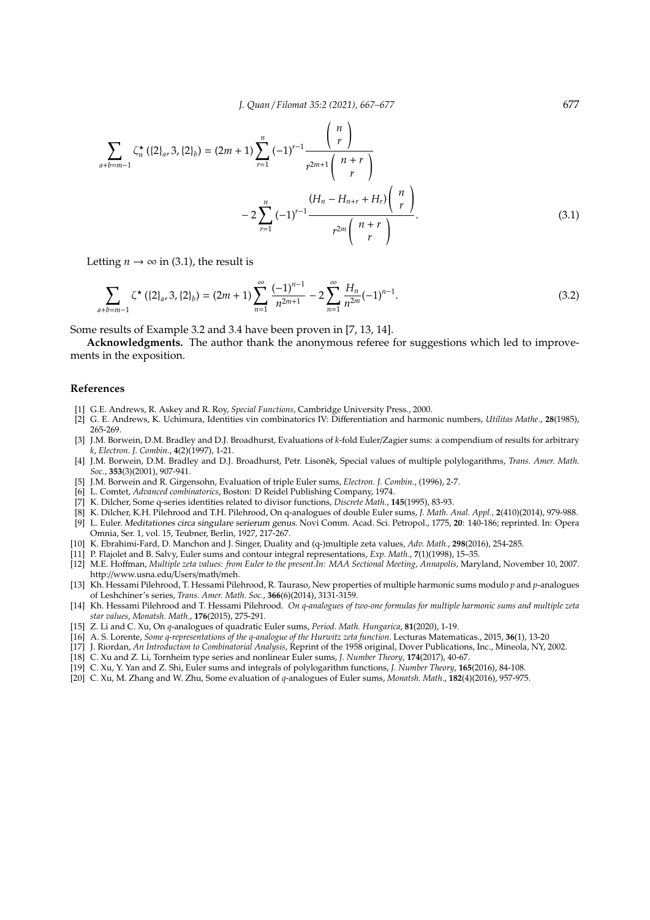$$\sum_{a+b=m-1} \zeta_n^\star(\{2\}_a, 3, \{2\}_b) = (2m+1)\sum_{r=1}^{n}(-1)^{r-1}\frac{\binom{n}{r}}{r^{2m+1}\binom{n+r}{r}} - 2\sum_{r=1}^{n}(-1)^{r-1}\frac{(H_n - H_{n+r} + H_r)\binom{n}{r}}{r^{2m}\binom{n+r}{r}}. \tag{3.1}$$

Letting $n \to \infty$ in (3.1), the result is

$$\sum_{a+b=m-1} \zeta^\star(\{2\}_a, 3, \{2\}_b) = (2m+1)\sum_{n=1}^{\infty}\frac{(-1)^{n-1}}{n^{2m+1}} - 2\sum_{n=1}^{\infty}\frac{H_n}{n^{2m}}(-1)^{n-1}. \tag{3.2}$$

Some results of Example 3.2 and 3.4 have been proven in [7, 13, 14].

**Acknowledgments.** The author thank the anonymous referee for suggestions which led to improvements in the exposition.

## References

[1] G.E. Andrews, R. Askey and R. Roy, *Special Functions*, Cambridge University Press., 2000.

[2] G. E. Andrews, K. Uchimura, Identities vin combinatorics IV: Differentiation and harmonic numbers, *Utilitas Mathe.*, **28**(1985), 265-269.

[3] J.M. Borwein, D.M. Bradley and D.J. Broadhurst, Evaluations of $k$-fold Euler/Zagier sums: a compendium of results for arbitrary $k$, *Electron. J. Combin.*, **4**(2)(1997), 1-21.

[4] J.M. Borwein, D.M. Bradley and D.J. Broadhurst, Petr. Lisoněk, Special values of multiple polylogarithms, *Trans. Amer. Math. Soc.*, **353**(3)(2001), 907-941.

[5] J.M. Borwein and R. Girgensohn, Evaluation of triple Euler sums, *Electron. J. Combin.*, (1996), 2-7.

[6] L. Comtet, *Advanced combinatorics*, Boston: D Reidel Publishing Company, 1974.

[7] K. Dilcher, Some q-series identities related to divisor functions, *Discrete Math.*, **145**(1995), 83-93.

[8] K. Dilcher, K.H. Pilehrood and T.H. Pilehrood, On q-analogues of double Euler sums, *J. Math. Anal. Appl.*, **2**(410)(2014), 979-988.

[9] L. Euler. *Meditationes circa singulare serierum genus*. Novi Comm. Acad. Sci. Petropol., 1775, **20**: 140-186; reprinted. In: Opera Omnia, Ser. 1, vol. 15, Teubner, Berlin, 1927, 217-267.

[10] K. Ebrahimi-Fard, D. Manchon and J. Singer, Duality and (q-)multiple zeta values, *Adv. Math.*, **298**(2016), 254-285.

[11] P. Flajolet and B. Salvy, Euler sums and contour integral representations, *Exp. Math.*, **7**(1)(1998), 15–35.

[12] M.E. Hoffman, *Multiple zeta values: from Euler to the present.In: MAA Sectional Meeting, Annapolis*, Maryland, November 10, 2007. http://www.usna.edu/Users/math/meh.

[13] Kh. Hessami Pilehrood, T. Hessami Pilehrood, R. Tauraso, New properties of multiple harmonic sums modulo $p$ and $p$-analogues of Leshchiner's series, *Trans. Amer. Math. Soc.*, **366**(6)(2014), 3131-3159.

[14] Kh. Hessami Pilehrood and T. Hessami Pilehrood. *On q-analogues of two-one formulas for multiple harmonic sums and multiple zeta star values*, *Monatsh. Math.*, **176**(2015), 275-291.

[15] Z. Li and C. Xu, On $q$-analogues of quadratic Euler sums, *Period. Math. Hungarica*, **81**(2020), 1-19.

[16] A. S. Lorente, *Some q-representations of the q-analogue of the Hurwitz zeta function*. Lecturas Matematicas., 2015, **36**(1), 13-20

[17] J. Riordan, *An Introduction to Combinatorial Analysis*, Reprint of the 1958 original, Dover Publications, Inc., Mineola, NY, 2002.

[18] C. Xu and Z. Li, Tornheim type series and nonlinear Euler sums, *J. Number Theory*, **174**(2017), 40-67.

[19] C. Xu, Y. Yan and Z. Shi, Euler sums and integrals of polylogarithm functions, *J. Number Theory*, **165**(2016), 84-108.

[20] C. Xu, M. Zhang and W. Zhu, Some evaluation of $q$-analogues of Euler sums, *Monatsh. Math.*, **182**(4)(2016), 957-975.